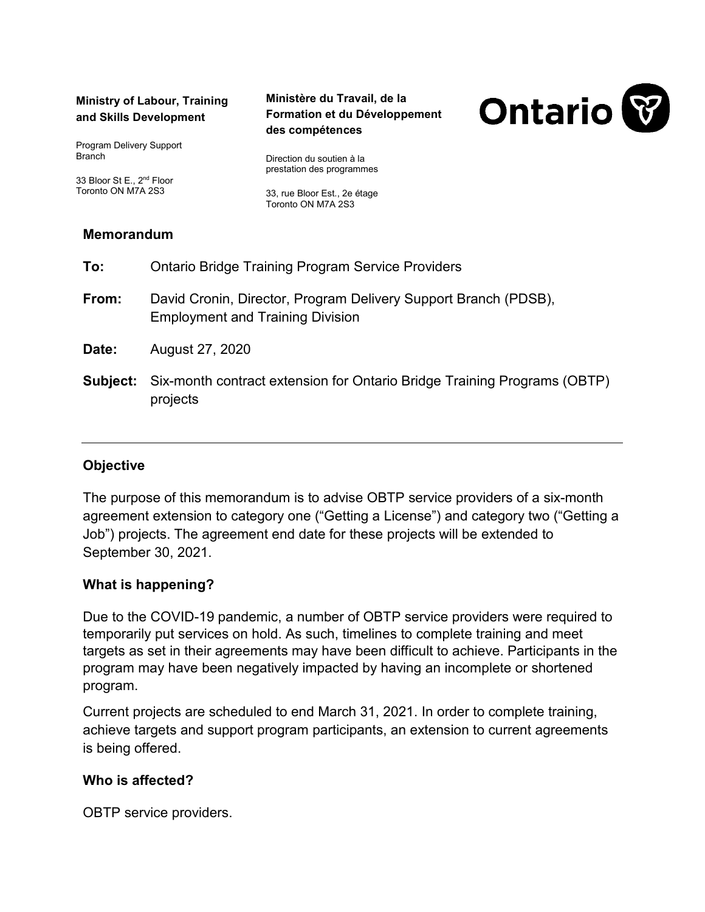**Ministry of Labour, Training and Skills Development**

Program Delivery Support Branch

33 Bloor St E., 2nd Floor
Toronto ON M7A 2S3

**Ministère du Travail, de la Formation et du Développement des compétences**

Direction du soutien à la prestation des programmes

33, rue Bloor Est., 2e étage
Toronto ON M7A 2S3

Ontario

## Memorandum

**To:** Ontario Bridge Training Program Service Providers

**From:** David Cronin, Director, Program Delivery Support Branch (PDSB), Employment and Training Division

**Date:** August 27, 2020

**Subject:** Six-month contract extension for Ontario Bridge Training Programs (OBTP) projects

---

### Objective

The purpose of this memorandum is to advise OBTP service providers of a six-month agreement extension to category one ("Getting a License") and category two ("Getting a Job") projects. The agreement end date for these projects will be extended to September 30, 2021.

### What is happening?

Due to the COVID-19 pandemic, a number of OBTP service providers were required to temporarily put services on hold. As such, timelines to complete training and meet targets as set in their agreements may have been difficult to achieve. Participants in the program may have been negatively impacted by having an incomplete or shortened program.

Current projects are scheduled to end March 31, 2021. In order to complete training, achieve targets and support program participants, an extension to current agreements is being offered.

### Who is affected?

OBTP service providers.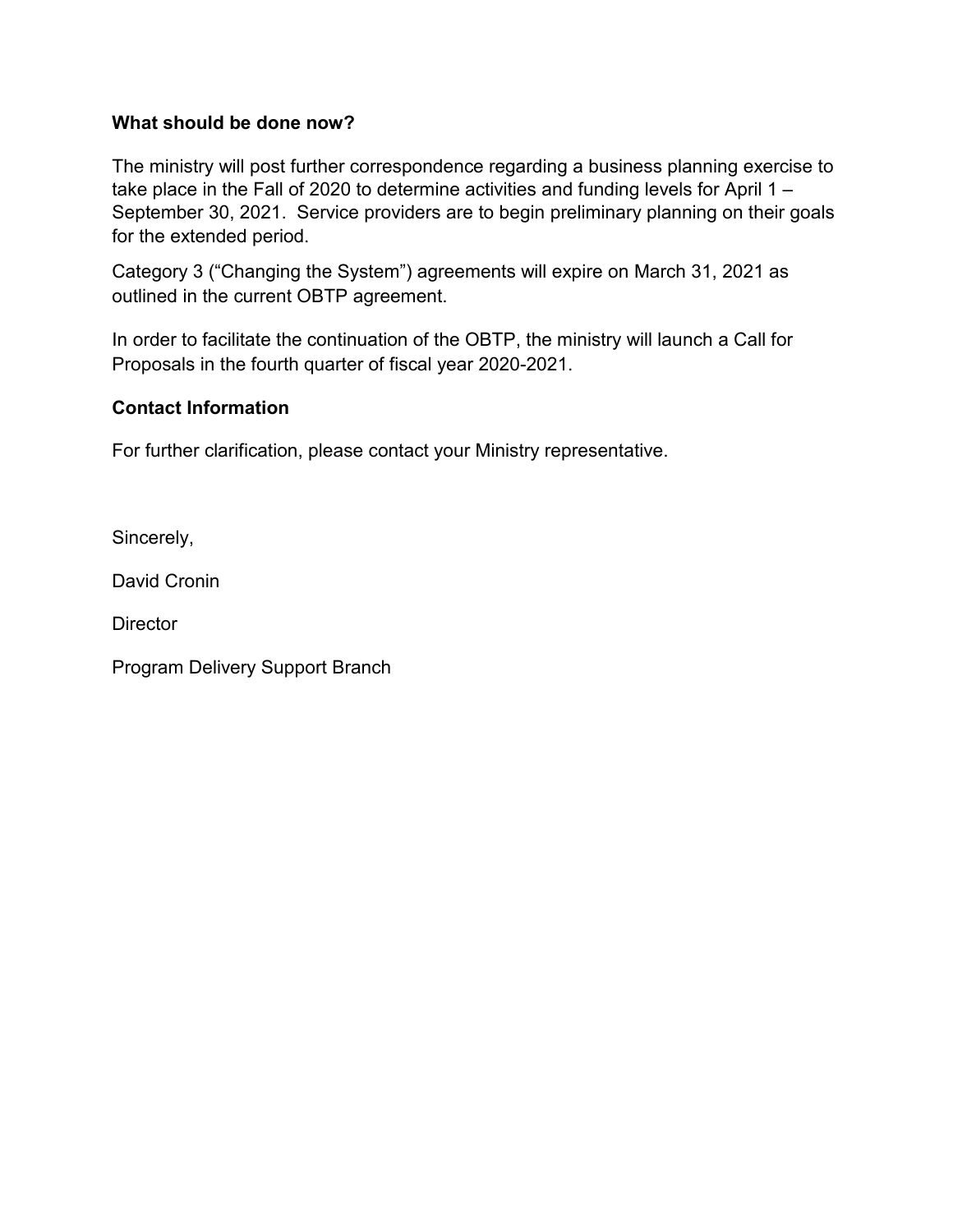**What should be done now?**

The ministry will post further correspondence regarding a business planning exercise to take place in the Fall of 2020 to determine activities and funding levels for April 1 – September 30, 2021. Service providers are to begin preliminary planning on their goals for the extended period.

Category 3 ("Changing the System") agreements will expire on March 31, 2021 as outlined in the current OBTP agreement.

In order to facilitate the continuation of the OBTP, the ministry will launch a Call for Proposals in the fourth quarter of fiscal year 2020-2021.

**Contact Information**

For further clarification, please contact your Ministry representative.

Sincerely,

David Cronin

Director

Program Delivery Support Branch